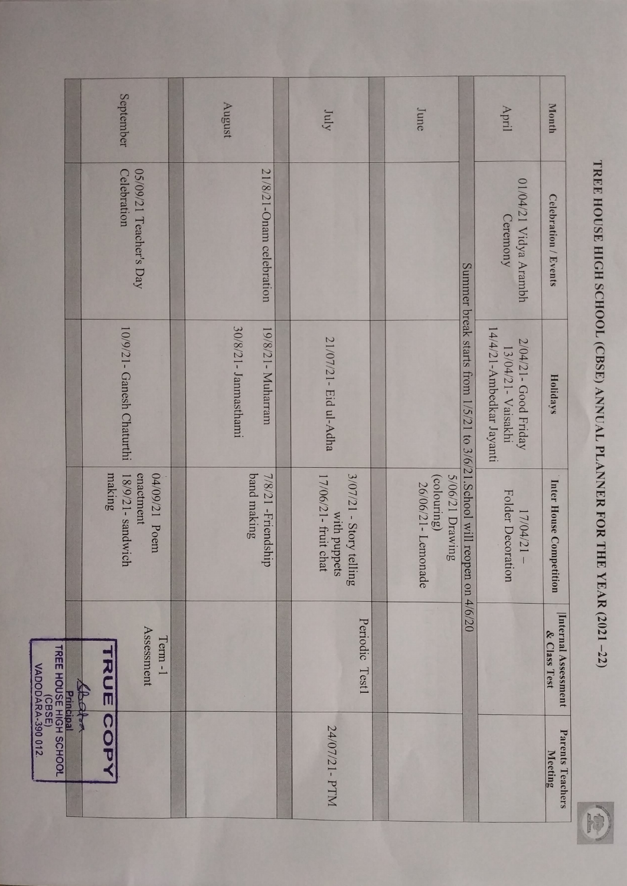# TREE HOUSE HIGH SCHOOL (CBSE) ANNUAL PLANNER FOR THE YEAR (2021 -22)

| Month | Celebration / Events | Holidays | Inter House Competition | Internal Assessment & Class Test | Parents Teachers Meeting |
|---|---|---|---|---|---|
| April | 01/04/21 Vidya Arambh Ceremony | 2/04/21- Good Friday<br>13/04/21- Vaisakhi<br>14/4/21-Ambedkar Jayanti | 17/04/21 – Folder Decoration | | |
| Summer break starts from 1/5/21 to 3/6/21.School will reopen on 4/6/20 | | | | | |
| June | | | 5/06/21 Drawing (colouring)<br>26/06/21- Lemonade | | |
| | | | | | |
| July | | 21/07/21- Eid ul-Adha | 3/07/21 - Story telling with puppets<br>17/06/21- fruit chat | Periodic Test1 | 24/07/21- PTM |
| | | | | | |
| August | 21/8/21-Onam celebration | 19/8/21- Muharram<br>30/8/21- Janmasthami | 7/8/21 -Friendship band making | | |
| | | | | | |
| September | 05/09/21 Teacher's Day Celebration | 10/9/21- Ganesh Chaturthi | 04/09/21 Poem enactment<br>18/9/21- sandwich making | Term -1 Assessment | |
| | | | | | |

TRUE COPY
Principal
TREE HOUSE HIGH SCHOOL (CBSE)
VADODARA-390 012.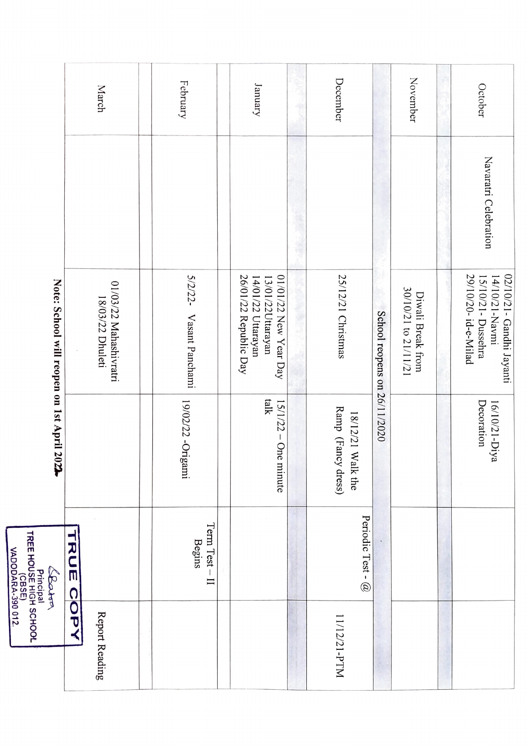| | | | | | |
|---|---|---|---|---|---|
| October | Navaratri Celebration | 02/10/21 - Gandhi Jayanti<br>14/10/21-Navmi<br>15/10/21 - Dussehra<br>29/10/20- id-e-Milad | 16/10/21-Diya Decoration | | |
| | | | | | |
| November | | Diwali Break from 30/10/21 to 21/11/21 | | | |
| School reopens on 26/11/2020 | | | | | |
| December | | 25/12/21 Christmas | 18/12/21 Walk the Ramp (Fancy dress) | Periodic Test - @ | 11/12/21-PTM |
| | | | | | |
| January | | 01/01/22 New Year Day<br>13/01/22Uttarayan<br>14/01/22 Uttarayan<br>26/01/22 Republic Day | 15/1/22 – One minute talk | | |
| | | | | | |
| February | | 5/2/22- Vasant Panchami | 19/02/22 -Origami | Term Test – II Begins | |
| | | | | | |
| March | | 01/03/22 Mahashivratri<br>18/03/22 Dhuleti | | | Report Reading |

**Note: School will reopen on 1st April 2022**

TRUE COPY
Principal
TREE HOUSE HIGH SCHOOL
(CBSE)
VADODARA-390 012.